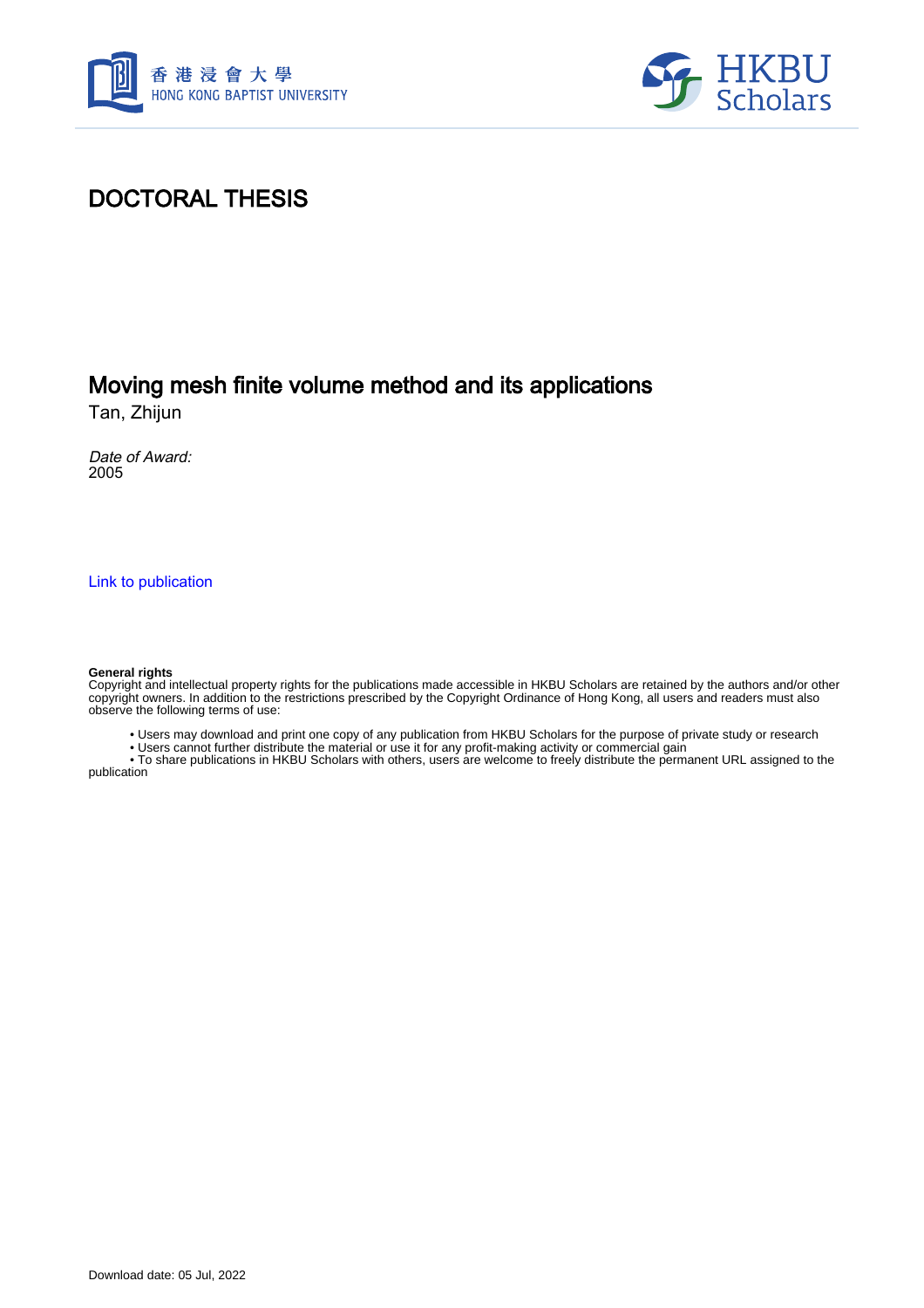# DOCTORAL THESIS

## Moving mesh finite volume method and its applications

Tan, Zhijun

*Date of Award:*
2005

[Link to publication](#)

**General rights**
Copyright and intellectual property rights for the publications made accessible in HKBU Scholars are retained by the authors and/or other copyright owners. In addition to the restrictions prescribed by the Copyright Ordinance of Hong Kong, all users and readers must also observe the following terms of use:

- Users may download and print one copy of any publication from HKBU Scholars for the purpose of private study or research
- Users cannot further distribute the material or use it for any profit-making activity or commercial gain
- To share publications in HKBU Scholars with others, users are welcome to freely distribute the permanent URL assigned to the publication

Download date: 05 Jul, 2022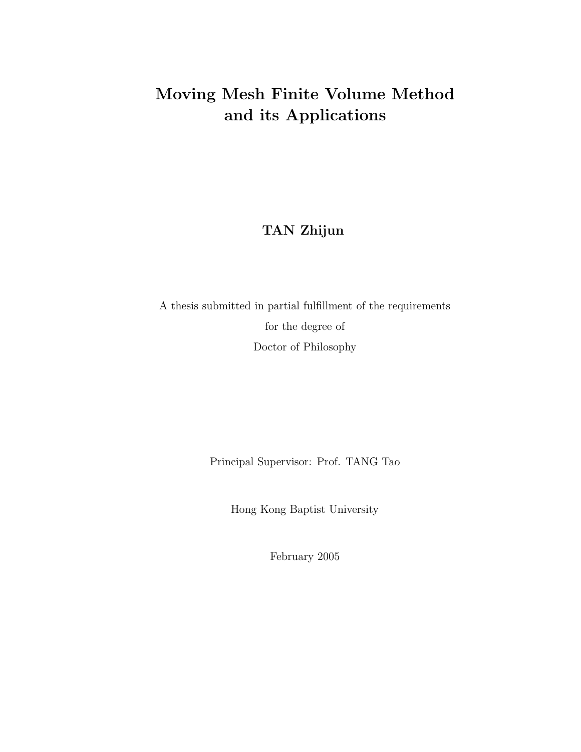# Moving Mesh Finite Volume Method and its Applications

**TAN Zhijun**

A thesis submitted in partial fulfillment of the requirements
for the degree of
Doctor of Philosophy

Principal Supervisor: Prof. TANG Tao

Hong Kong Baptist University

February 2005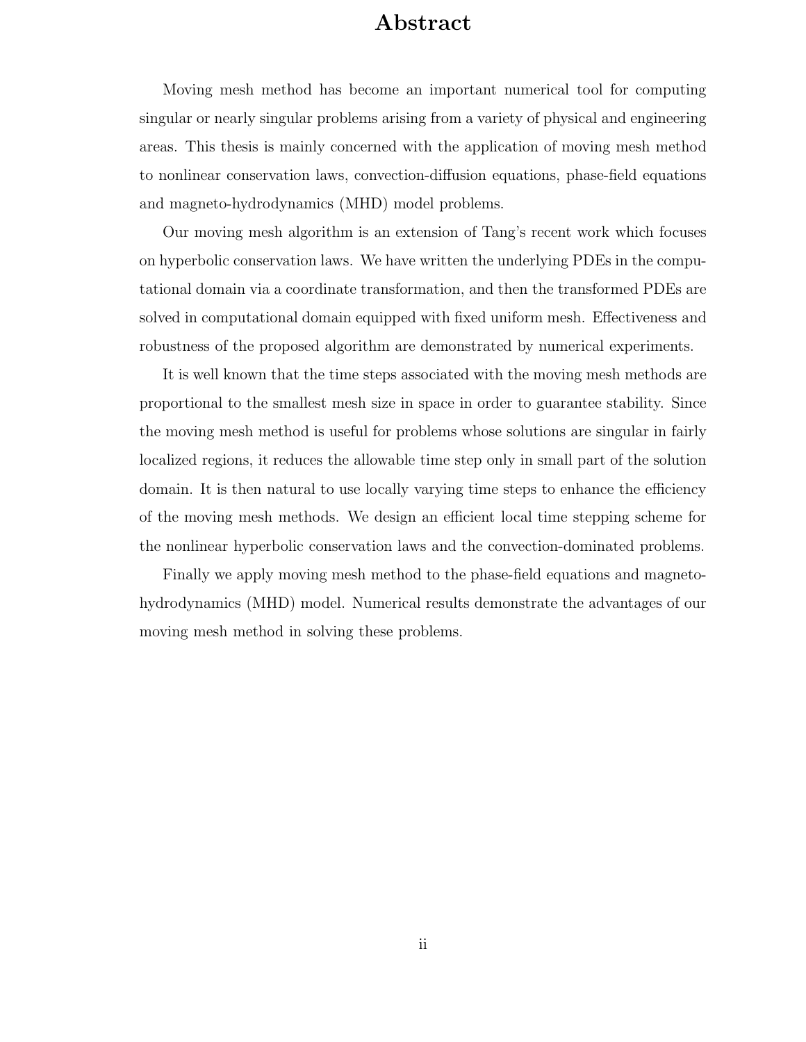# Abstract

Moving mesh method has become an important numerical tool for computing singular or nearly singular problems arising from a variety of physical and engineering areas. This thesis is mainly concerned with the application of moving mesh method to nonlinear conservation laws, convection-diffusion equations, phase-field equations and magneto-hydrodynamics (MHD) model problems.

Our moving mesh algorithm is an extension of Tang's recent work which focuses on hyperbolic conservation laws. We have written the underlying PDEs in the computational domain via a coordinate transformation, and then the transformed PDEs are solved in computational domain equipped with fixed uniform mesh. Effectiveness and robustness of the proposed algorithm are demonstrated by numerical experiments.

It is well known that the time steps associated with the moving mesh methods are proportional to the smallest mesh size in space in order to guarantee stability. Since the moving mesh method is useful for problems whose solutions are singular in fairly localized regions, it reduces the allowable time step only in small part of the solution domain. It is then natural to use locally varying time steps to enhance the efficiency of the moving mesh methods. We design an efficient local time stepping scheme for the nonlinear hyperbolic conservation laws and the convection-dominated problems.

Finally we apply moving mesh method to the phase-field equations and magneto-hydrodynamics (MHD) model. Numerical results demonstrate the advantages of our moving mesh method in solving these problems.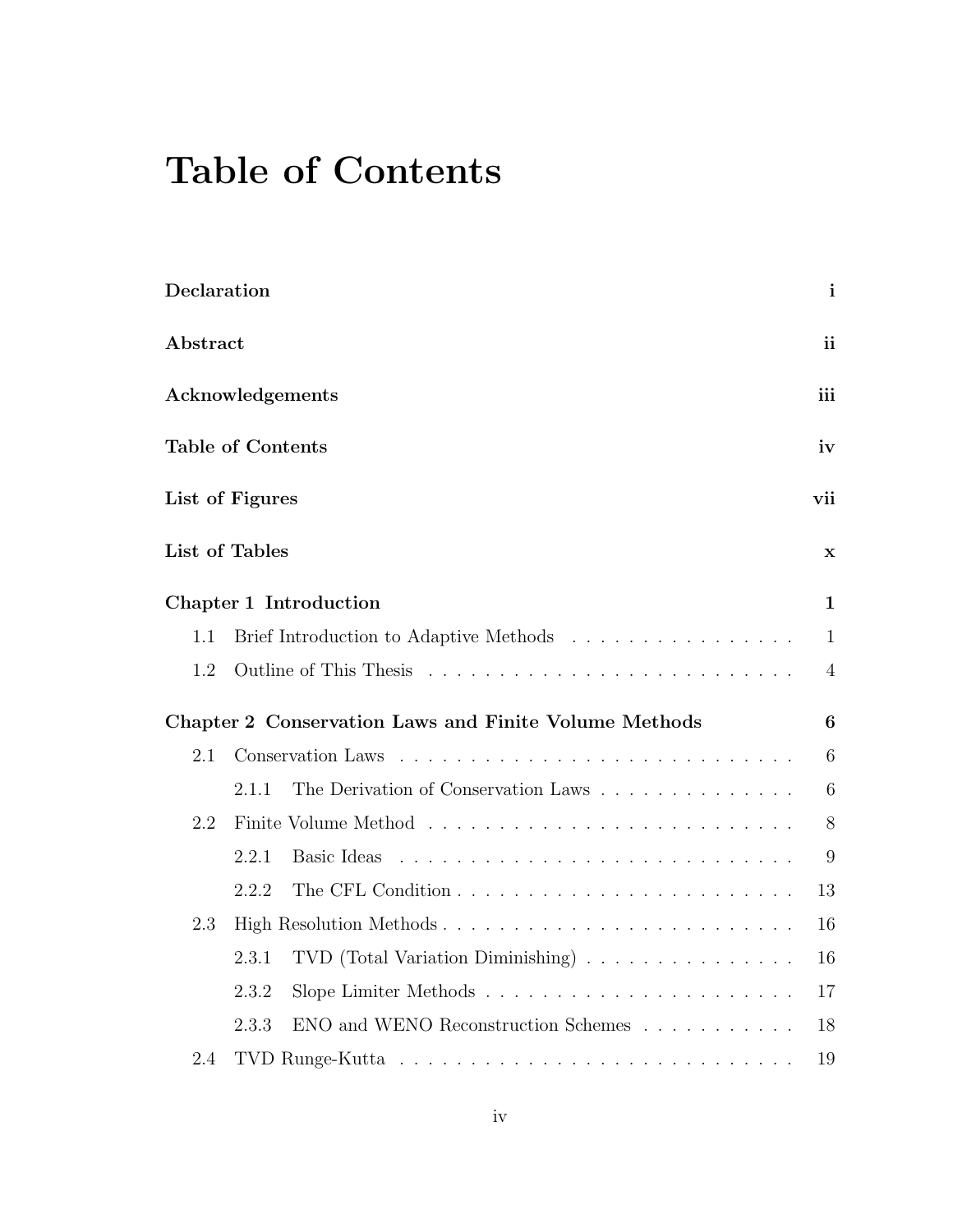# Table of Contents

**Declaration** **i**

**Abstract** **ii**

**Acknowledgements** **iii**

**Table of Contents** **iv**

**List of Figures** **vii**

**List of Tables** **x**

**Chapter 1 Introduction** **1**

- 1.1 Brief Introduction to Adaptive Methods . . . . . . . . . . . . . . . . 1
- 1.2 Outline of This Thesis . . . . . . . . . . . . . . . . . . . . . . . . . . 4

**Chapter 2 Conservation Laws and Finite Volume Methods** **6**

- 2.1 Conservation Laws . . . . . . . . . . . . . . . . . . . . . . . . . . . . 6
  - 2.1.1 The Derivation of Conservation Laws . . . . . . . . . . . . . . . 6
- 2.2 Finite Volume Method . . . . . . . . . . . . . . . . . . . . . . . . . . 8
  - 2.2.1 Basic Ideas . . . . . . . . . . . . . . . . . . . . . . . . . . . . . 9
  - 2.2.2 The CFL Condition . . . . . . . . . . . . . . . . . . . . . . . . 13
- 2.3 High Resolution Methods . . . . . . . . . . . . . . . . . . . . . . . . . 16
  - 2.3.1 TVD (Total Variation Diminishing) . . . . . . . . . . . . . . . . 16
  - 2.3.2 Slope Limiter Methods . . . . . . . . . . . . . . . . . . . . . . 17
  - 2.3.3 ENO and WENO Reconstruction Schemes . . . . . . . . . . . . 18
- 2.4 TVD Runge-Kutta . . . . . . . . . . . . . . . . . . . . . . . . . . . . 19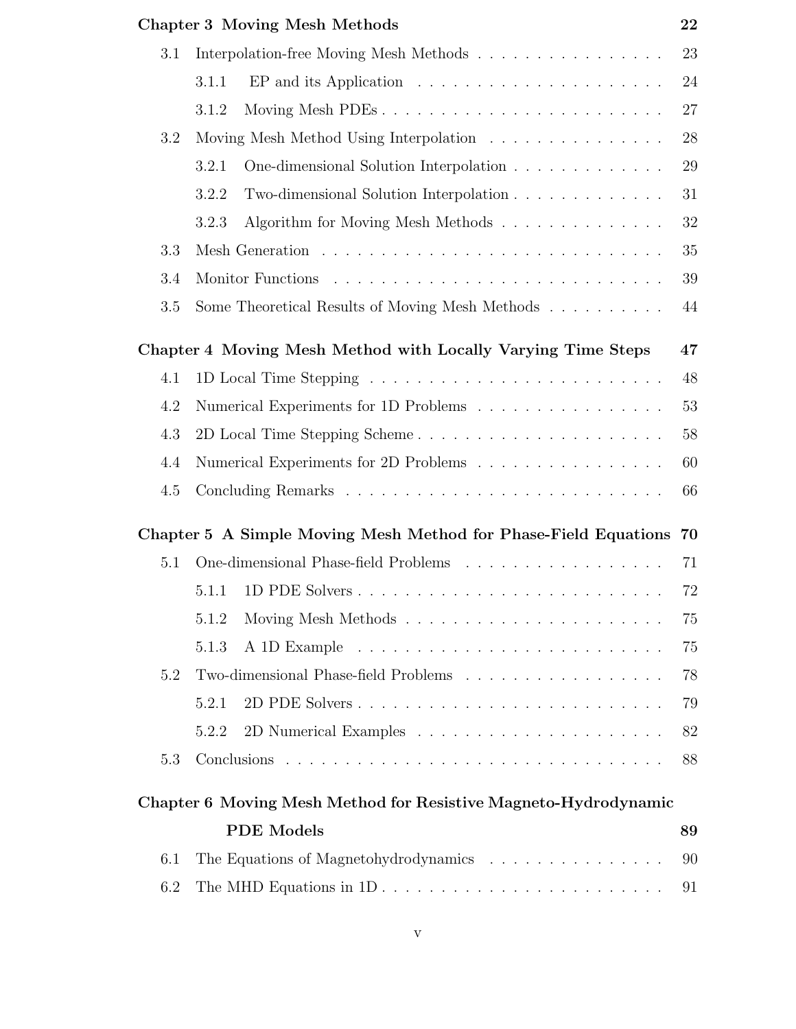**Chapter 3 Moving Mesh Methods** **22**

- 3.1 Interpolation-free Moving Mesh Methods . . . . . . . . . . . . . . . . 23
  - 3.1.1 EP and its Application . . . . . . . . . . . . . . . . . . . . . 24
  - 3.1.2 Moving Mesh PDEs . . . . . . . . . . . . . . . . . . . . . . . 27
- 3.2 Moving Mesh Method Using Interpolation . . . . . . . . . . . . . . . 28
  - 3.2.1 One-dimensional Solution Interpolation . . . . . . . . . . . . . 29
  - 3.2.2 Two-dimensional Solution Interpolation . . . . . . . . . . . . . 31
  - 3.2.3 Algorithm for Moving Mesh Methods . . . . . . . . . . . . . . 32
- 3.3 Mesh Generation . . . . . . . . . . . . . . . . . . . . . . . . . . . . 35
- 3.4 Monitor Functions . . . . . . . . . . . . . . . . . . . . . . . . . . . 39
- 3.5 Some Theoretical Results of Moving Mesh Methods . . . . . . . . . . 44

**Chapter 4 Moving Mesh Method with Locally Varying Time Steps** **47**

- 4.1 1D Local Time Stepping . . . . . . . . . . . . . . . . . . . . . . . . 48
- 4.2 Numerical Experiments for 1D Problems . . . . . . . . . . . . . . . . 53
- 4.3 2D Local Time Stepping Scheme . . . . . . . . . . . . . . . . . . . . 58
- 4.4 Numerical Experiments for 2D Problems . . . . . . . . . . . . . . . . 60
- 4.5 Concluding Remarks . . . . . . . . . . . . . . . . . . . . . . . . . . 66

**Chapter 5 A Simple Moving Mesh Method for Phase-Field Equations** **70**

- 5.1 One-dimensional Phase-field Problems . . . . . . . . . . . . . . . . . 71
  - 5.1.1 1D PDE Solvers . . . . . . . . . . . . . . . . . . . . . . . . . 72
  - 5.1.2 Moving Mesh Methods . . . . . . . . . . . . . . . . . . . . . . 75
  - 5.1.3 A 1D Example . . . . . . . . . . . . . . . . . . . . . . . . . . 75
- 5.2 Two-dimensional Phase-field Problems . . . . . . . . . . . . . . . . . 78
  - 5.2.1 2D PDE Solvers . . . . . . . . . . . . . . . . . . . . . . . . . 79
  - 5.2.2 2D Numerical Examples . . . . . . . . . . . . . . . . . . . . . 82
- 5.3 Conclusions . . . . . . . . . . . . . . . . . . . . . . . . . . . . . . . 88

**Chapter 6 Moving Mesh Method for Resistive Magneto-Hydrodynamic PDE Models** **89**

- 6.1 The Equations of Magnetohydrodynamics . . . . . . . . . . . . . . . 90
- 6.2 The MHD Equations in 1D . . . . . . . . . . . . . . . . . . . . . . . 91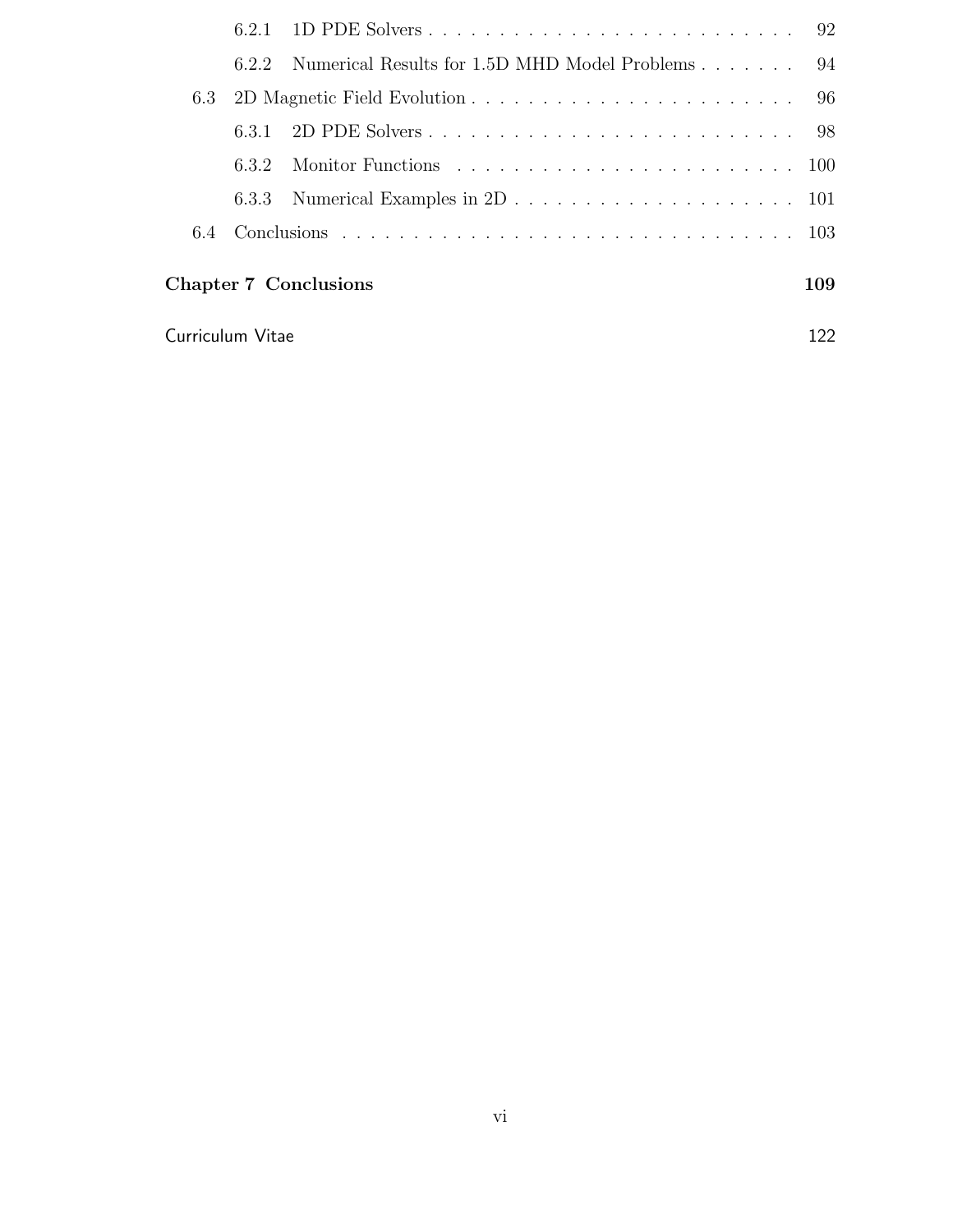- 6.2.1 1D PDE Solvers . . . . . . . . . . . . . . . . . . . . . . . . . . . 92
- 6.2.2 Numerical Results for 1.5D MHD Model Problems . . . . . . . . 94
- 6.3 2D Magnetic Field Evolution . . . . . . . . . . . . . . . . . . . . . . . . 96
  - 6.3.1 2D PDE Solvers . . . . . . . . . . . . . . . . . . . . . . . . . . . 98
  - 6.3.2 Monitor Functions . . . . . . . . . . . . . . . . . . . . . . . . . 100
  - 6.3.3 Numerical Examples in 2D . . . . . . . . . . . . . . . . . . . . . 101
- 6.4 Conclusions . . . . . . . . . . . . . . . . . . . . . . . . . . . . . . . . . 103

**Chapter 7 Conclusions** **109**

Curriculum Vitae 122